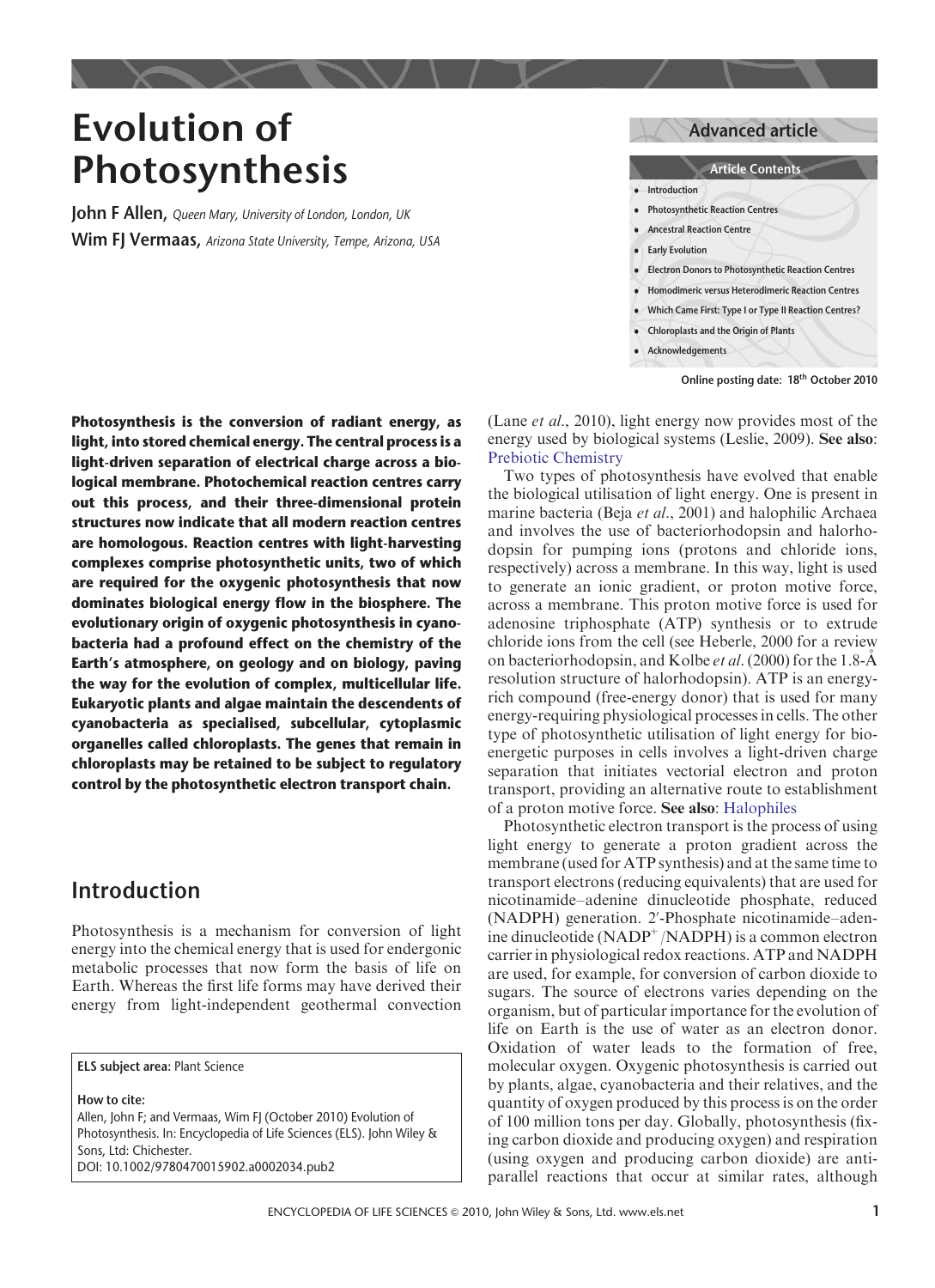# Evolution of Photosynthesis

**John F Allen,** *Queen Mary, University of London, London, UK*
**Wim FJ Vermaas,** *Arizona State University, Tempe, Arizona, USA*

**Advanced article**

**Article Contents**

- Introduction
- Photosynthetic Reaction Centres
- Ancestral Reaction Centre
- Early Evolution
- Electron Donors to Photosynthetic Reaction Centres
- Homodimeric versus Heterodimeric Reaction Centres
- Which Came First: Type I or Type II Reaction Centres?
- Chloroplasts and the Origin of Plants
- Acknowledgements

Online posting date: 18th October 2010

**Photosynthesis is the conversion of radiant energy, as light, into stored chemical energy. The central process is a light-driven separation of electrical charge across a biological membrane. Photochemical reaction centres carry out this process, and their three-dimensional protein structures now indicate that all modern reaction centres are homologous. Reaction centres with light-harvesting complexes comprise photosynthetic units, two of which are required for the oxygenic photosynthesis that now dominates biological energy flow in the biosphere. The evolutionary origin of oxygenic photosynthesis in cyanobacteria had a profound effect on the chemistry of the Earth's atmosphere, on geology and on biology, paving the way for the evolution of complex, multicellular life. Eukaryotic plants and algae maintain the descendents of cyanobacteria as specialised, subcellular, cytoplasmic organelles called chloroplasts. The genes that remain in chloroplasts may be retained to be subject to regulatory control by the photosynthetic electron transport chain.**

## Introduction

Photosynthesis is a mechanism for conversion of light energy into the chemical energy that is used for endergonic metabolic processes that now form the basis of life on Earth. Whereas the first life forms may have derived their energy from light-independent geothermal convection (Lane *et al*., 2010), light energy now provides most of the energy used by biological systems (Leslie, 2009). **See also**: Prebiotic Chemistry

Two types of photosynthesis have evolved that enable the biological utilisation of light energy. One is present in marine bacteria (Beja *et al*., 2001) and halophilic Archaea and involves the use of bacteriorhodopsin and halorhodopsin for pumping ions (protons and chloride ions, respectively) across a membrane. In this way, light is used to generate an ionic gradient, or proton motive force, across a membrane. This proton motive force is used for adenosine triphosphate (ATP) synthesis or to extrude chloride ions from the cell (see Heberle, 2000 for a review on bacteriorhodopsin, and Kolbe *et al*. (2000) for the 1.8-Å resolution structure of halorhodopsin). ATP is an energy-rich compound (free-energy donor) that is used for many energy-requiring physiological processes in cells. The other type of photosynthetic utilisation of light energy for bioenergetic purposes in cells involves a light-driven charge separation that initiates vectorial electron and proton transport, providing an alternative route to establishment of a proton motive force. **See also**: Halophiles

Photosynthetic electron transport is the process of using light energy to generate a proton gradient across the membrane (used for ATP synthesis) and at the same time to transport electrons (reducing equivalents) that are used for nicotinamide–adenine dinucleotide phosphate, reduced (NADPH) generation. 2′-Phosphate nicotinamide–adenine dinucleotide ($NADP^+$/NADPH) is a common electron carrier in physiological redox reactions. ATP and NADPH are used, for example, for conversion of carbon dioxide to sugars. The source of electrons varies depending on the organism, but of particular importance for the evolution of life on Earth is the use of water as an electron donor. Oxidation of water leads to the formation of free, molecular oxygen. Oxygenic photosynthesis is carried out by plants, algae, cyanobacteria and their relatives, and the quantity of oxygen produced by this process is on the order of 100 million tons per day. Globally, photosynthesis (fixing carbon dioxide and producing oxygen) and respiration (using oxygen and producing carbon dioxide) are antiparallel reactions that occur at similar rates, although

**ELS subject area**: Plant Science

**How to cite:**
Allen, John F; and Vermaas, Wim FJ (October 2010) Evolution of Photosynthesis. In: Encyclopedia of Life Sciences (ELS). John Wiley & Sons, Ltd: Chichester.
DOI: 10.1002/9780470015902.a0002034.pub2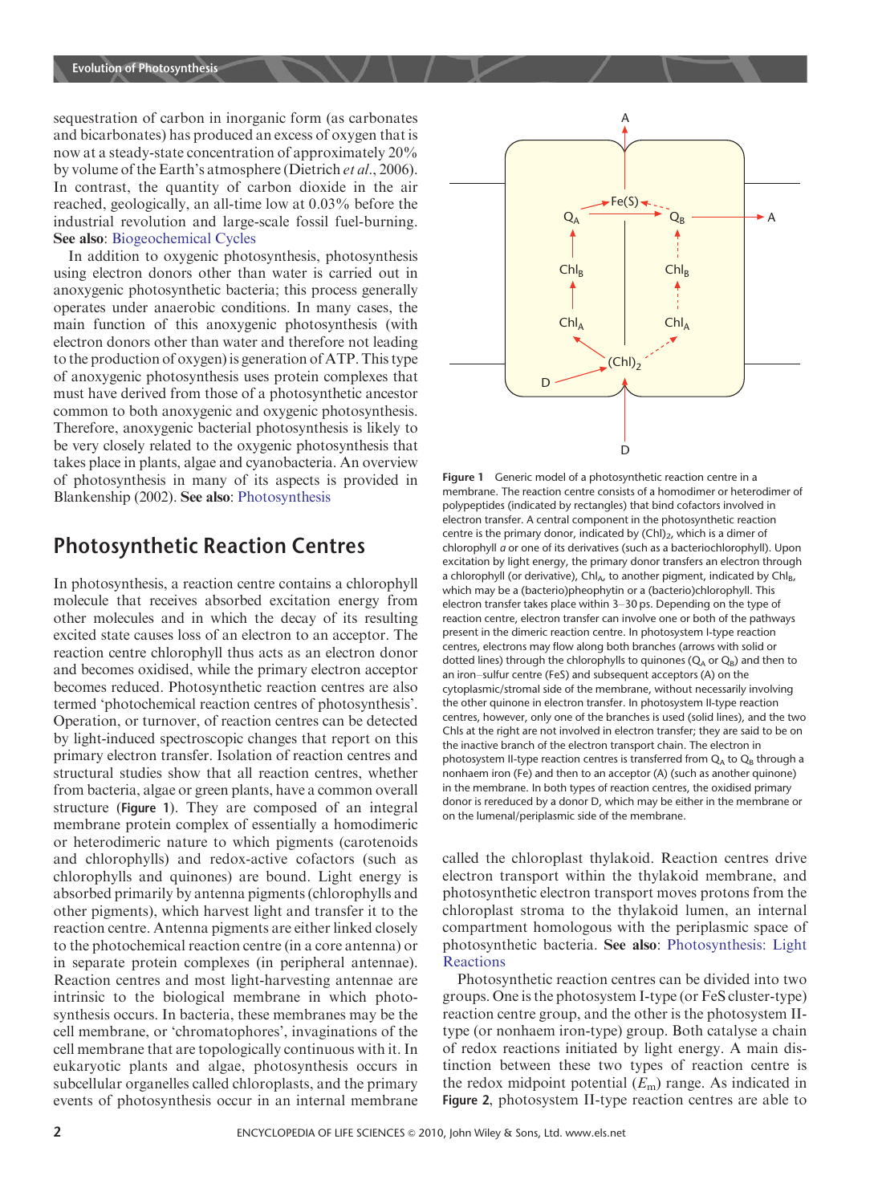sequestration of carbon in inorganic form (as carbonates and bicarbonates) has produced an excess of oxygen that is now at a steady-state concentration of approximately 20% by volume of the Earth's atmosphere (Dietrich *et al.*, 2006). In contrast, the quantity of carbon dioxide in the air reached, geologically, an all-time low at 0.03% before the industrial revolution and large-scale fossil fuel-burning. **See also**: Biogeochemical Cycles

In addition to oxygenic photosynthesis, photosynthesis using electron donors other than water is carried out in anoxygenic photosynthetic bacteria; this process generally operates under anaerobic conditions. In many cases, the main function of this anoxygenic photosynthesis (with electron donors other than water and therefore not leading to the production of oxygen) is generation of ATP. This type of anoxygenic photosynthesis uses protein complexes that must have derived from those of a photosynthetic ancestor common to both anoxygenic and oxygenic photosynthesis. Therefore, anoxygenic bacterial photosynthesis is likely to be very closely related to the oxygenic photosynthesis that takes place in plants, algae and cyanobacteria. An overview of photosynthesis in many of its aspects is provided in Blankenship (2002). **See also**: Photosynthesis

## Photosynthetic Reaction Centres

In photosynthesis, a reaction centre contains a chlorophyll molecule that receives absorbed excitation energy from other molecules and in which the decay of its resulting excited state causes loss of an electron to an acceptor. The reaction centre chlorophyll thus acts as an electron donor and becomes oxidised, while the primary electron acceptor becomes reduced. Photosynthetic reaction centres are also termed 'photochemical reaction centres of photosynthesis'. Operation, or turnover, of reaction centres can be detected by light-induced spectroscopic changes that report on this primary electron transfer. Isolation of reaction centres and structural studies show that all reaction centres, whether from bacteria, algae or green plants, have a common overall structure (**Figure 1**). They are composed of an integral membrane protein complex of essentially a homodimeric or heterodimeric nature to which pigments (carotenoids and chlorophylls) and redox-active cofactors (such as chlorophylls and quinones) are bound. Light energy is absorbed primarily by antenna pigments (chlorophylls and other pigments), which harvest light and transfer it to the reaction centre. Antenna pigments are either linked closely to the photochemical reaction centre (in a core antenna) or in separate protein complexes (in peripheral antennae). Reaction centres and most light-harvesting antennae are intrinsic to the biological membrane in which photosynthesis occurs. In bacteria, these membranes may be the cell membrane, or 'chromatophores', invaginations of the cell membrane that are topologically continuous with it. In eukaryotic plants and algae, photosynthesis occurs in subcellular organelles called chloroplasts, and the primary events of photosynthesis occur in an internal membrane called the chloroplast thylakoid. Reaction centres drive electron transport within the thylakoid membrane, and photosynthetic electron transport moves protons from the chloroplast stroma to the thylakoid lumen, an internal compartment homologous with the periplasmic space of photosynthetic bacteria. **See also**: Photosynthesis: Light Reactions

A
Fe(S)
$Q_A$
$Q_B$
A
$Chl_B$
$Chl_B$
$Chl_A$
$Chl_A$
$(Chl)_2$
D
D

**Figure 1** Generic model of a photosynthetic reaction centre in a membrane. The reaction centre consists of a homodimer or heterodimer of polypeptides (indicated by rectangles) that bind cofactors involved in electron transfer. A central component in the photosynthetic reaction centre is the primary donor, indicated by $(Chl)_2$, which is a dimer of chlorophyll *a* or one of its derivatives (such as a bacteriochlorophyll). Upon excitation by light energy, the primary donor transfers an electron through a chlorophyll (or derivative), $Chl_A$, to another pigment, indicated by $Chl_B$, which may be a (bacterio)pheophytin or a (bacterio)chlorophyll. This electron transfer takes place within 3–30 ps. Depending on the type of reaction centre, electron transfer can involve one or both of the pathways present in the dimeric reaction centre. In photosystem I-type reaction centres, electrons may flow along both branches (arrows with solid or dotted lines) through the chlorophylls to quinones ($Q_A$ or $Q_B$) and then to an iron–sulfur centre (FeS) and subsequent acceptors (A) on the cytoplasmic/stromal side of the membrane, without necessarily involving the other quinone in electron transfer. In photosystem II-type reaction centres, however, only one of the branches is used (solid lines), and the two Chls at the right are not involved in electron transfer; they are said to be on the inactive branch of the electron transport chain. The electron in photosystem II-type reaction centres is transferred from $Q_A$ to $Q_B$ through a nonhaem iron (Fe) and then to an acceptor (A) (such as another quinone) in the membrane. In both types of reaction centres, the oxidised primary donor is rereduced by a donor D, which may be either in the membrane or on the lumenal/periplasmic side of the membrane.

Photosynthetic reaction centres can be divided into two groups. One is the photosystem I-type (or FeS cluster-type) reaction centre group, and the other is the photosystem II-type (or nonhaem iron-type) group. Both catalyse a chain of redox reactions initiated by light energy. A main distinction between these two types of reaction centre is the redox midpoint potential ($E_m$) range. As indicated in **Figure 2**, photosystem II-type reaction centres are able to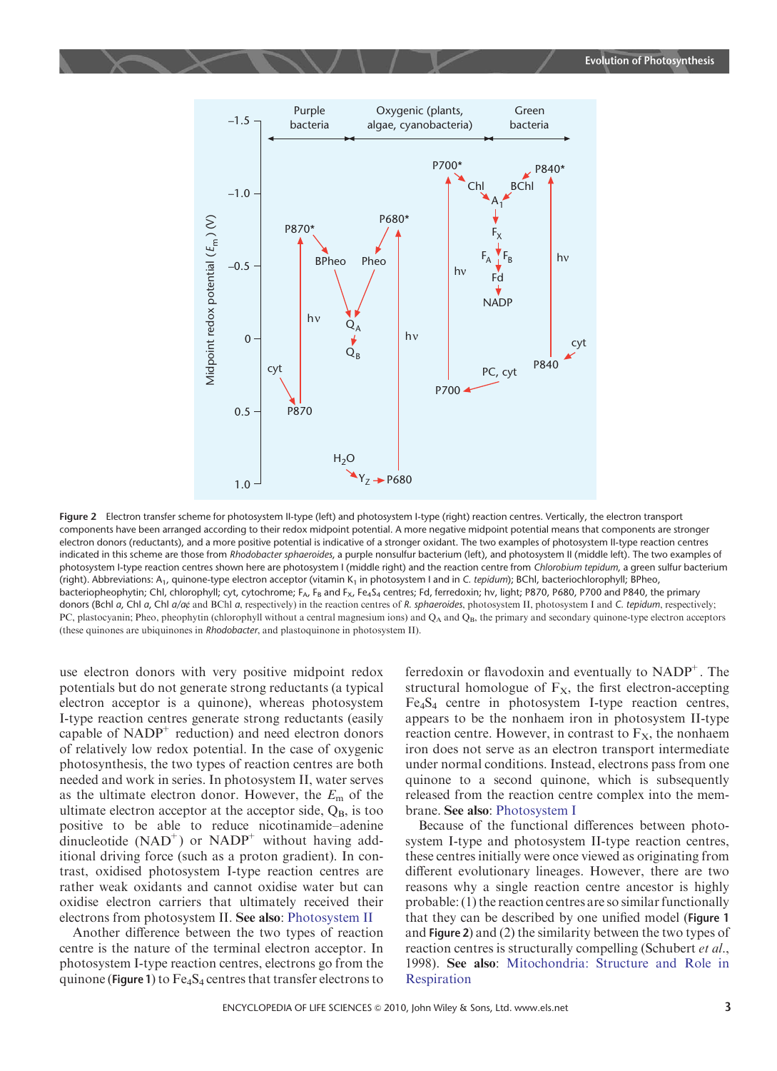Figure 2 Electron transfer scheme for photosystem II-type (left) and photosystem I-type (right) reaction centres. Vertically, the electron transport components have been arranged according to their redox midpoint potential. A more negative midpoint potential means that components are stronger electron donors (reductants), and a more positive potential is indicative of a stronger oxidant. The two examples of photosystem II-type reaction centres indicated in this scheme are those from *Rhodobacter sphaeroides*, a purple nonsulfur bacterium (left), and photosystem II (middle left). The two examples of photosystem I-type reaction centres shown here are photosystem I (middle right) and the reaction centre from *Chlorobium tepidum*, a green sulfur bacterium (right). Abbreviations: $A_1$, quinone-type electron acceptor (vitamin $K_1$ in photosystem I and in *C. tepidum*); BChl, bacteriochlorophyll; BPheo, bacteriopheophytin; Chl, chlorophyll; cyt, cytochrome; $F_A$, $F_B$ and $F_X$, $Fe_4S_4$ centres; Fd, ferredoxin; hν, light; P870, P680, P700 and P840, the primary donors (Bchl *a*, Chl *a*, Chl *a*/*a*′ and BChl *a*, respectively) in the reaction centres of *R. sphaeroides*, photosystem II, photosystem I and *C. tepidum*, respectively; PC, plastocyanin; Pheo, pheophytin (chlorophyll without a central magnesium ions) and $Q_A$ and $Q_B$, the primary and secondary quinone-type electron acceptors (these quinones are ubiquinones in *Rhodobacter*, and plastoquinone in photosystem II).

use electron donors with very positive midpoint redox potentials but do not generate strong reductants (a typical electron acceptor is a quinone), whereas photosystem I-type reaction centres generate strong reductants (easily capable of $NADP^+$ reduction) and need electron donors of relatively low redox potential. In the case of oxygenic photosynthesis, the two types of reaction centres are both needed and work in series. In photosystem II, water serves as the ultimate electron donor. However, the $E_m$ of the ultimate electron acceptor at the acceptor side, $Q_B$, is too positive to be able to reduce nicotinamide–adenine dinucleotide ($NAD^+$) or $NADP^+$ without having additional driving force (such as a proton gradient). In contrast, oxidised photosystem I-type reaction centres are rather weak oxidants and cannot oxidise water but can oxidise electron carriers that ultimately received their electrons from photosystem II. **See also**: Photosystem II

Another difference between the two types of reaction centre is the nature of the terminal electron acceptor. In photosystem I-type reaction centres, electrons go from the quinone (**Figure 1**) to $Fe_4S_4$ centres that transfer electrons to ferredoxin or flavodoxin and eventually to $NADP^+$. The structural homologue of $F_X$, the first electron-accepting $Fe_4S_4$ centre in photosystem I-type reaction centres, appears to be the nonhaem iron in photosystem II-type reaction centre. However, in contrast to $F_X$, the nonhaem iron does not serve as an electron transport intermediate under normal conditions. Instead, electrons pass from one quinone to a second quinone, which is subsequently released from the reaction centre complex into the membrane. **See also**: Photosystem I

Because of the functional differences between photosystem I-type and photosystem II-type reaction centres, these centres initially were once viewed as originating from different evolutionary lineages. However, there are two reasons why a single reaction centre ancestor is highly probable: (1) the reaction centres are so similar functionally that they can be described by one unified model (**Figure 1** and **Figure 2**) and (2) the similarity between the two types of reaction centres is structurally compelling (Schubert *et al.*, 1998). **See also**: Mitochondria: Structure and Role in Respiration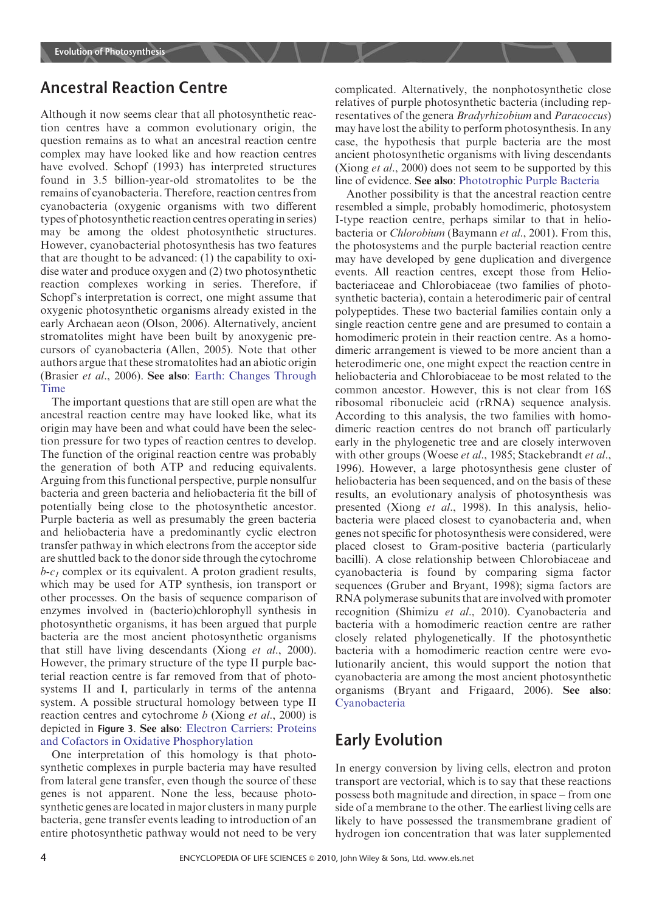## Ancestral Reaction Centre

Although it now seems clear that all photosynthetic reaction centres have a common evolutionary origin, the question remains as to what an ancestral reaction centre complex may have looked like and how reaction centres have evolved. Schopf (1993) has interpreted structures found in 3.5 billion-year-old stromatolites to be the remains of cyanobacteria. Therefore, reaction centres from cyanobacteria (oxygenic organisms with two different types of photosynthetic reaction centres operating in series) may be among the oldest photosynthetic structures. However, cyanobacterial photosynthesis has two features that are thought to be advanced: (1) the capability to oxidise water and produce oxygen and (2) two photosynthetic reaction complexes working in series. Therefore, if Schopf's interpretation is correct, one might assume that oxygenic photosynthetic organisms already existed in the early Archaean aeon (Olson, 2006). Alternatively, ancient stromatolites might have been built by anoxygenic precursors of cyanobacteria (Allen, 2005). Note that other authors argue that these stromatolites had an abiotic origin (Brasier *et al*., 2006). **See also**: Earth: Changes Through Time

The important questions that are still open are what the ancestral reaction centre may have looked like, what its origin may have been and what could have been the selection pressure for two types of reaction centres to develop. The function of the original reaction centre was probably the generation of both ATP and reducing equivalents. Arguing from this functional perspective, purple nonsulfur bacteria and green bacteria and heliobacteria fit the bill of potentially being close to the photosynthetic ancestor. Purple bacteria as well as presumably the green bacteria and heliobacteria have a predominantly cyclic electron transfer pathway in which electrons from the acceptor side are shuttled back to the donor side through the cytochrome *b*-$c_1$ complex or its equivalent. A proton gradient results, which may be used for ATP synthesis, ion transport or other processes. On the basis of sequence comparison of enzymes involved in (bacterio)chlorophyll synthesis in photosynthetic organisms, it has been argued that purple bacteria are the most ancient photosynthetic organisms that still have living descendants (Xiong *et al*., 2000). However, the primary structure of the type II purple bacterial reaction centre is far removed from that of photosystems II and I, particularly in terms of the antenna system. A possible structural homology between type II reaction centres and cytochrome *b* (Xiong *et al*., 2000) is depicted in **Figure 3**. **See also**: Electron Carriers: Proteins and Cofactors in Oxidative Phosphorylation

One interpretation of this homology is that photosynthetic complexes in purple bacteria may have resulted from lateral gene transfer, even though the source of these genes is not apparent. None the less, because photosynthetic genes are located in major clusters in many purple bacteria, gene transfer events leading to introduction of an entire photosynthetic pathway would not need to be very complicated. Alternatively, the nonphotosynthetic close relatives of purple photosynthetic bacteria (including representatives of the genera *Bradyrhizobium* and *Paracoccus*) may have lost the ability to perform photosynthesis. In any case, the hypothesis that purple bacteria are the most ancient photosynthetic organisms with living descendants (Xiong *et al*., 2000) does not seem to be supported by this line of evidence. **See also**: Phototrophic Purple Bacteria

Another possibility is that the ancestral reaction centre resembled a simple, probably homodimeric, photosystem I-type reaction centre, perhaps similar to that in heliobacteria or *Chlorobium* (Baymann *et al*., 2001). From this, the photosystems and the purple bacterial reaction centre may have developed by gene duplication and divergence events. All reaction centres, except those from Heliobacteriaceae and Chlorobiaceae (two families of photosynthetic bacteria), contain a heterodimeric pair of central polypeptides. These two bacterial families contain only a single reaction centre gene and are presumed to contain a homodimeric protein in their reaction centre. As a homodimeric arrangement is viewed to be more ancient than a heterodimeric one, one might expect the reaction centre in heliobacteria and Chlorobiaceae to be most related to the common ancestor. However, this is not clear from 16S ribosomal ribonucleic acid (rRNA) sequence analysis. According to this analysis, the two families with homodimeric reaction centres do not branch off particularly early in the phylogenetic tree and are closely interwoven with other groups (Woese *et al*., 1985; Stackebrandt *et al*., 1996). However, a large photosynthesis gene cluster of heliobacteria has been sequenced, and on the basis of these results, an evolutionary analysis of photosynthesis was presented (Xiong *et al*., 1998). In this analysis, heliobacteria were placed closest to cyanobacteria and, when genes not specific for photosynthesis were considered, were placed closest to Gram-positive bacteria (particularly bacilli). A close relationship between Chlorobiaceae and cyanobacteria is found by comparing sigma factor sequences (Gruber and Bryant, 1998); sigma factors are RNA polymerase subunits that are involved with promoter recognition (Shimizu *et al*., 2010). Cyanobacteria and bacteria with a homodimeric reaction centre are rather closely related phylogenetically. If the photosynthetic bacteria with a homodimeric reaction centre were evolutionarily ancient, this would support the notion that cyanobacteria are among the most ancient photosynthetic organisms (Bryant and Frigaard, 2006). **See also**: Cyanobacteria

## Early Evolution

In energy conversion by living cells, electron and proton transport are vectorial, which is to say that these reactions possess both magnitude and direction, in space – from one side of a membrane to the other. The earliest living cells are likely to have possessed the transmembrane gradient of hydrogen ion concentration that was later supplemented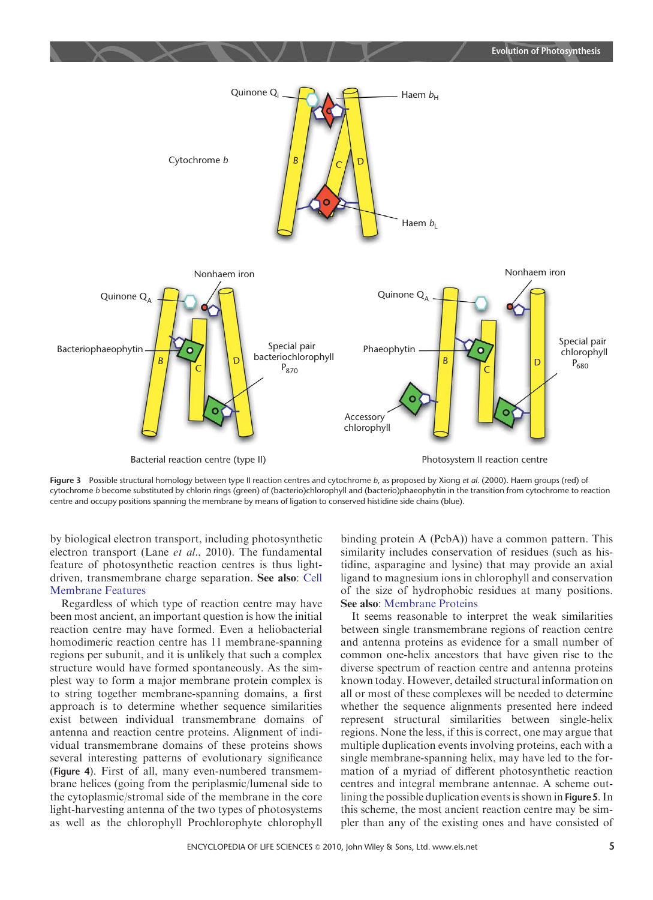Figure 3 Possible structural homology between type II reaction centres and cytochrome *b*, as proposed by Xiong *et al.* (2000). Haem groups (red) of cytochrome *b* become substituted by chlorin rings (green) of (bacterio)chlorophyll and (bacterio)phaeophytin in the transition from cytochrome to reaction centre and occupy positions spanning the membrane by means of ligation to conserved histidine side chains (blue).

by biological electron transport, including photosynthetic electron transport (Lane *et al.*, 2010). The fundamental feature of photosynthetic reaction centres is thus light-driven, transmembrane charge separation. **See also**: Cell Membrane Features

Regardless of which type of reaction centre may have been most ancient, an important question is how the initial reaction centre may have formed. Even a heliobacterial homodimeric reaction centre has 11 membrane-spanning regions per subunit, and it is unlikely that such a complex structure would have formed spontaneously. As the simplest way to form a major membrane protein complex is to string together membrane-spanning domains, a first approach is to determine whether sequence similarities exist between individual transmembrane domains of antenna and reaction centre proteins. Alignment of individual transmembrane domains of these proteins shows several interesting patterns of evolutionary significance (**Figure 4**). First of all, many even-numbered transmembrane helices (going from the periplasmic/lumenal side to the cytoplasmic/stromal side of the membrane in the core light-harvesting antenna of the two types of photosystems as well as the chlorophyll Prochlorophyte chlorophyll binding protein A (PcbA)) have a common pattern. This similarity includes conservation of residues (such as histidine, asparagine and lysine) that may provide an axial ligand to magnesium ions in chlorophyll and conservation of the size of hydrophobic residues at many positions. **See also**: Membrane Proteins

It seems reasonable to interpret the weak similarities between single transmembrane regions of reaction centre and antenna proteins as evidence for a small number of common one-helix ancestors that have given rise to the diverse spectrum of reaction centre and antenna proteins known today. However, detailed structural information on all or most of these complexes will be needed to determine whether the sequence alignments presented here indeed represent structural similarities between single-helix regions. None the less, if this is correct, one may argue that multiple duplication events involving proteins, each with a single membrane-spanning helix, may have led to the formation of a myriad of different photosynthetic reaction centres and integral membrane antennae. A scheme outlining the possible duplication events is shown in **Figure 5**. In this scheme, the most ancient reaction centre may be simpler than any of the existing ones and have consisted of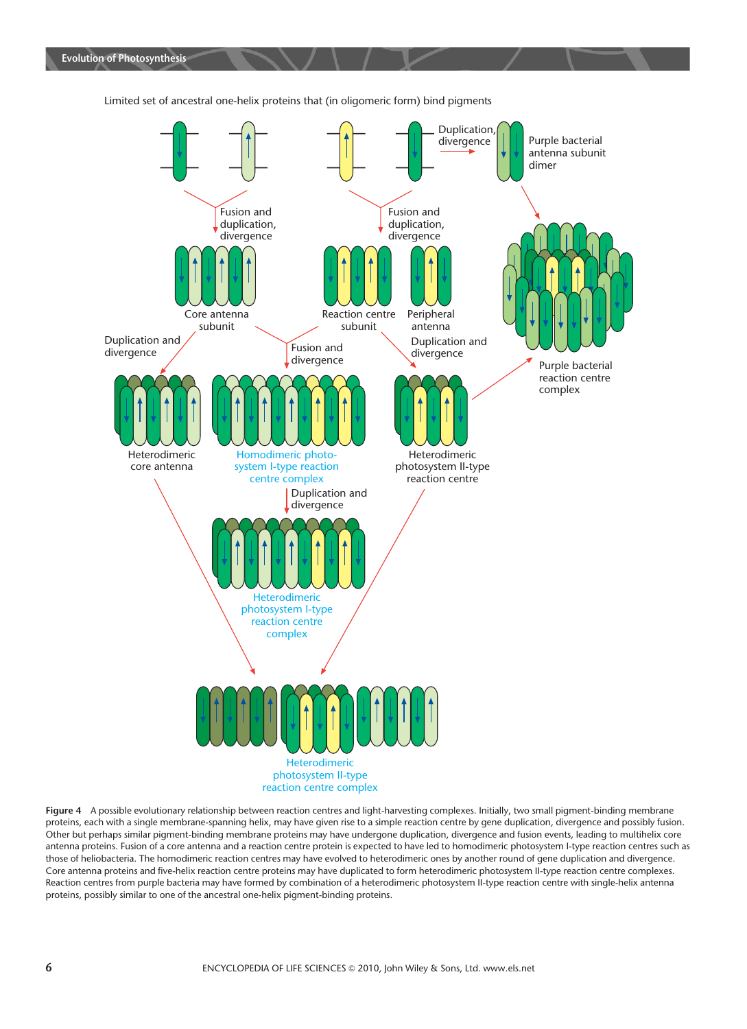Limited set of ancestral one-helix proteins that (in oligomeric form) bind pigments

Duplication, divergence

Purple bacterial antenna subunit dimer

Fusion and duplication, divergence

Fusion and duplication, divergence

Core antenna subunit

Reaction centre subunit

Peripheral antenna

Purple bacterial reaction centre complex

Duplication and divergence

Fusion and divergence

Duplication and divergence

Heterodimeric core antenna

Homodimeric photosystem I-type reaction centre complex

Heterodimeric photosystem II-type reaction centre

Duplication and divergence

Heterodimeric photosystem I-type reaction centre complex

Heterodimeric photosystem II-type reaction centre complex

**Figure 4** A possible evolutionary relationship between reaction centres and light-harvesting complexes. Initially, two small pigment-binding membrane proteins, each with a single membrane-spanning helix, may have given rise to a simple reaction centre by gene duplication, divergence and possibly fusion. Other but perhaps similar pigment-binding membrane proteins may have undergone duplication, divergence and fusion events, leading to multihelix core antenna proteins. Fusion of a core antenna and a reaction centre protein is expected to have led to homodimeric photosystem I-type reaction centres such as those of heliobacteria. The homodimeric reaction centres may have evolved to heterodimeric ones by another round of gene duplication and divergence. Core antenna proteins and five-helix reaction centre proteins may have duplicated to form heterodimeric photosystem II-type reaction centre complexes. Reaction centres from purple bacteria may have formed by combination of a heterodimeric photosystem II-type reaction centre with single-helix antenna proteins, possibly similar to one of the ancestral one-helix pigment-binding proteins.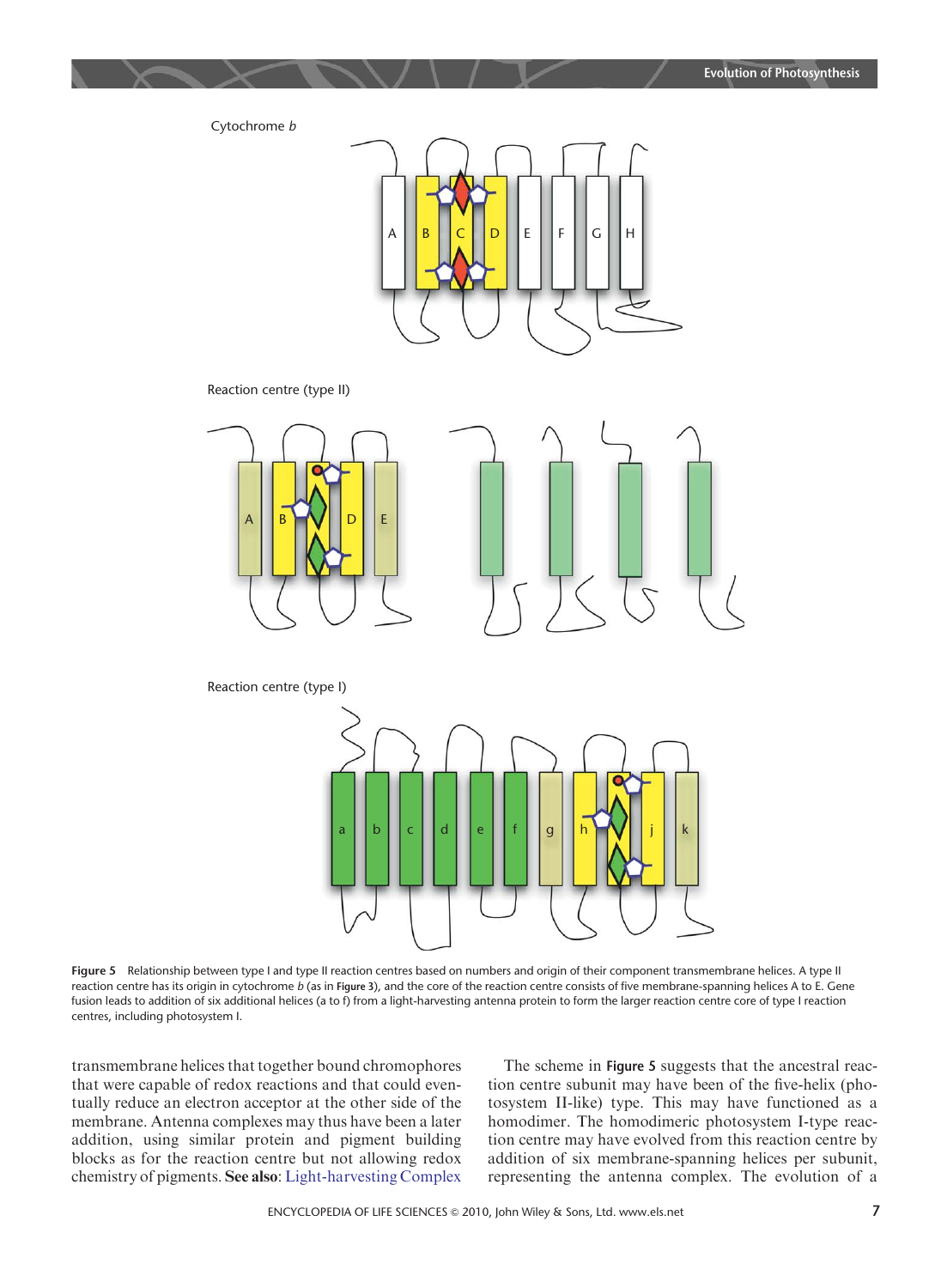Figure 5 Relationship between type I and type II reaction centres based on numbers and origin of their component transmembrane helices. A type II reaction centre has its origin in cytochrome *b* (as in **Figure 3**), and the core of the reaction centre consists of five membrane-spanning helices A to E. Gene fusion leads to addition of six additional helices (a to f) from a light-harvesting antenna protein to form the larger reaction centre core of type I reaction centres, including photosystem I.

transmembrane helices that together bound chromophores that were capable of redox reactions and that could eventually reduce an electron acceptor at the other side of the membrane. Antenna complexes may thus have been a later addition, using similar protein and pigment building blocks as for the reaction centre but not allowing redox chemistry of pigments. **See also**: Light-harvesting Complex

The scheme in **Figure 5** suggests that the ancestral reaction centre subunit may have been of the five-helix (photosystem II-like) type. This may have functioned as a homodimer. The homodimeric photosystem I-type reaction centre may have evolved from this reaction centre by addition of six membrane-spanning helices per subunit, representing the antenna complex. The evolution of a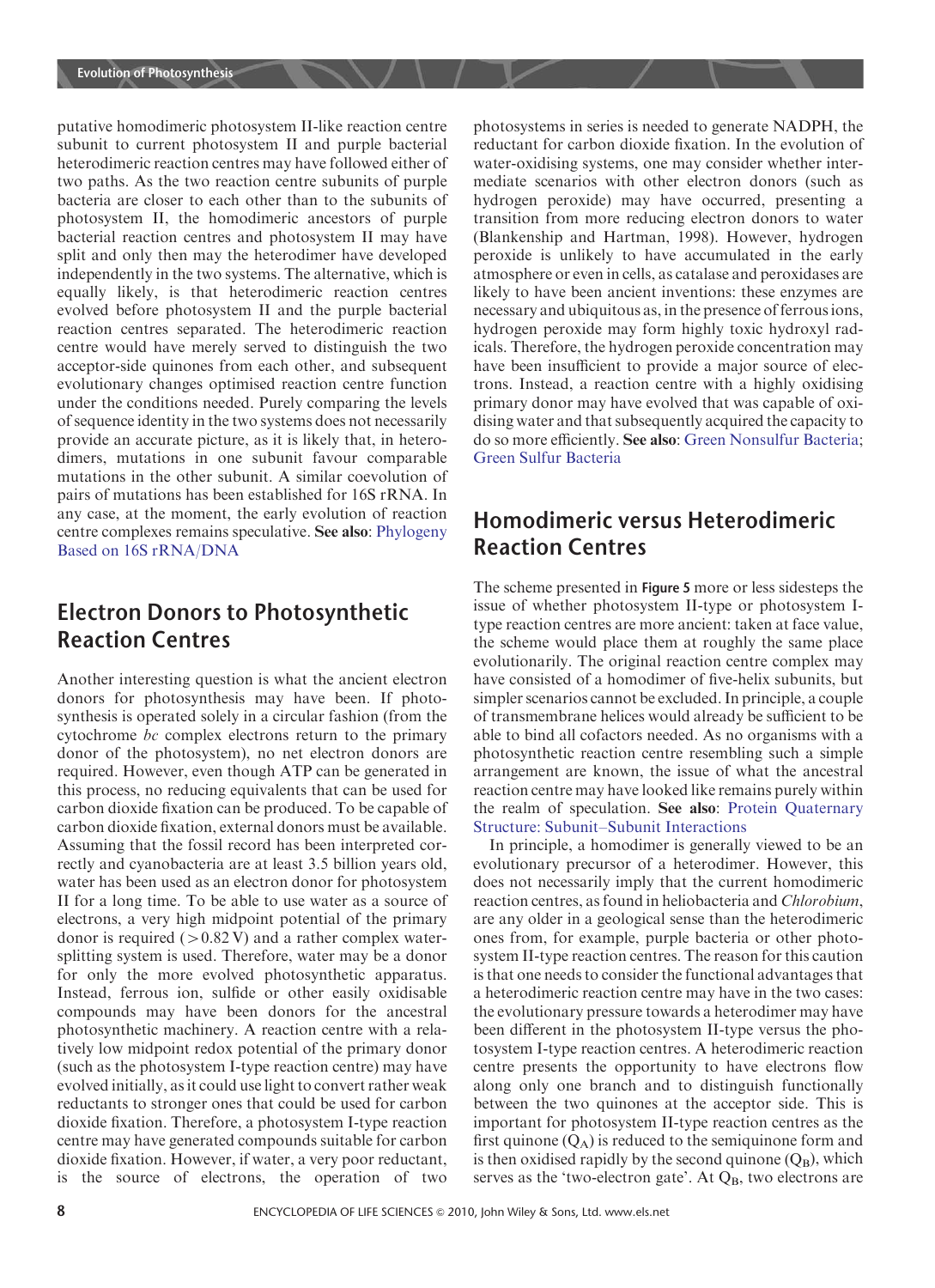putative homodimeric photosystem II-like reaction centre subunit to current photosystem II and purple bacterial heterodimeric reaction centres may have followed either of two paths. As the two reaction centre subunits of purple bacteria are closer to each other than to the subunits of photosystem II, the homodimeric ancestors of purple bacterial reaction centres and photosystem II may have split and only then may the heterodimer have developed independently in the two systems. The alternative, which is equally likely, is that heterodimeric reaction centres evolved before photosystem II and the purple bacterial reaction centres separated. The heterodimeric reaction centre would have merely served to distinguish the two acceptor-side quinones from each other, and subsequent evolutionary changes optimised reaction centre function under the conditions needed. Purely comparing the levels of sequence identity in the two systems does not necessarily provide an accurate picture, as it is likely that, in heterodimers, mutations in one subunit favour comparable mutations in the other subunit. A similar coevolution of pairs of mutations has been established for 16S rRNA. In any case, at the moment, the early evolution of reaction centre complexes remains speculative. **See also**: Phylogeny Based on 16S rRNA/DNA

## Electron Donors to Photosynthetic Reaction Centres

Another interesting question is what the ancient electron donors for photosynthesis may have been. If photosynthesis is operated solely in a circular fashion (from the cytochrome *bc* complex electrons return to the primary donor of the photosystem), no net electron donors are required. However, even though ATP can be generated in this process, no reducing equivalents that can be used for carbon dioxide fixation can be produced. To be capable of carbon dioxide fixation, external donors must be available. Assuming that the fossil record has been interpreted correctly and cyanobacteria are at least 3.5 billion years old, water has been used as an electron donor for photosystem II for a long time. To be able to use water as a source of electrons, a very high midpoint potential of the primary donor is required ($>0.82$ V) and a rather complex water-splitting system is used. Therefore, water may be a donor for only the more evolved photosynthetic apparatus. Instead, ferrous ion, sulfide or other easily oxidisable compounds may have been donors for the ancestral photosynthetic machinery. A reaction centre with a relatively low midpoint redox potential of the primary donor (such as the photosystem I-type reaction centre) may have evolved initially, as it could use light to convert rather weak reductants to stronger ones that could be used for carbon dioxide fixation. Therefore, a photosystem I-type reaction centre may have generated compounds suitable for carbon dioxide fixation. However, if water, a very poor reductant, is the source of electrons, the operation of two photosystems in series is needed to generate NADPH, the reductant for carbon dioxide fixation. In the evolution of water-oxidising systems, one may consider whether intermediate scenarios with other electron donors (such as hydrogen peroxide) may have occurred, presenting a transition from more reducing electron donors to water (Blankenship and Hartman, 1998). However, hydrogen peroxide is unlikely to have accumulated in the early atmosphere or even in cells, as catalase and peroxidases are likely to have been ancient inventions: these enzymes are necessary and ubiquitous as, in the presence of ferrous ions, hydrogen peroxide may form highly toxic hydroxyl radicals. Therefore, the hydrogen peroxide concentration may have been insufficient to provide a major source of electrons. Instead, a reaction centre with a highly oxidising primary donor may have evolved that was capable of oxidising water and that subsequently acquired the capacity to do so more efficiently. **See also**: Green Nonsulfur Bacteria; Green Sulfur Bacteria

## Homodimeric versus Heterodimeric Reaction Centres

The scheme presented in **Figure 5** more or less sidesteps the issue of whether photosystem II-type or photosystem I-type reaction centres are more ancient: taken at face value, the scheme would place them at roughly the same place evolutionarily. The original reaction centre complex may have consisted of a homodimer of five-helix subunits, but simpler scenarios cannot be excluded. In principle, a couple of transmembrane helices would already be sufficient to be able to bind all cofactors needed. As no organisms with a photosynthetic reaction centre resembling such a simple arrangement are known, the issue of what the ancestral reaction centre may have looked like remains purely within the realm of speculation. **See also**: Protein Quaternary Structure: Subunit–Subunit Interactions

In principle, a homodimer is generally viewed to be an evolutionary precursor of a heterodimer. However, this does not necessarily imply that the current homodimeric reaction centres, as found in heliobacteria and *Chlorobium*, are any older in a geological sense than the heterodimeric ones from, for example, purple bacteria or other photosystem II-type reaction centres. The reason for this caution is that one needs to consider the functional advantages that a heterodimeric reaction centre may have in the two cases: the evolutionary pressure towards a heterodimer may have been different in the photosystem II-type versus the photosystem I-type reaction centres. A heterodimeric reaction centre presents the opportunity to have electrons flow along only one branch and to distinguish functionally between the two quinones at the acceptor side. This is important for photosystem II-type reaction centres as the first quinone ($Q_A$) is reduced to the semiquinone form and is then oxidised rapidly by the second quinone ($Q_B$), which serves as the 'two-electron gate'. At $Q_B$, two electrons are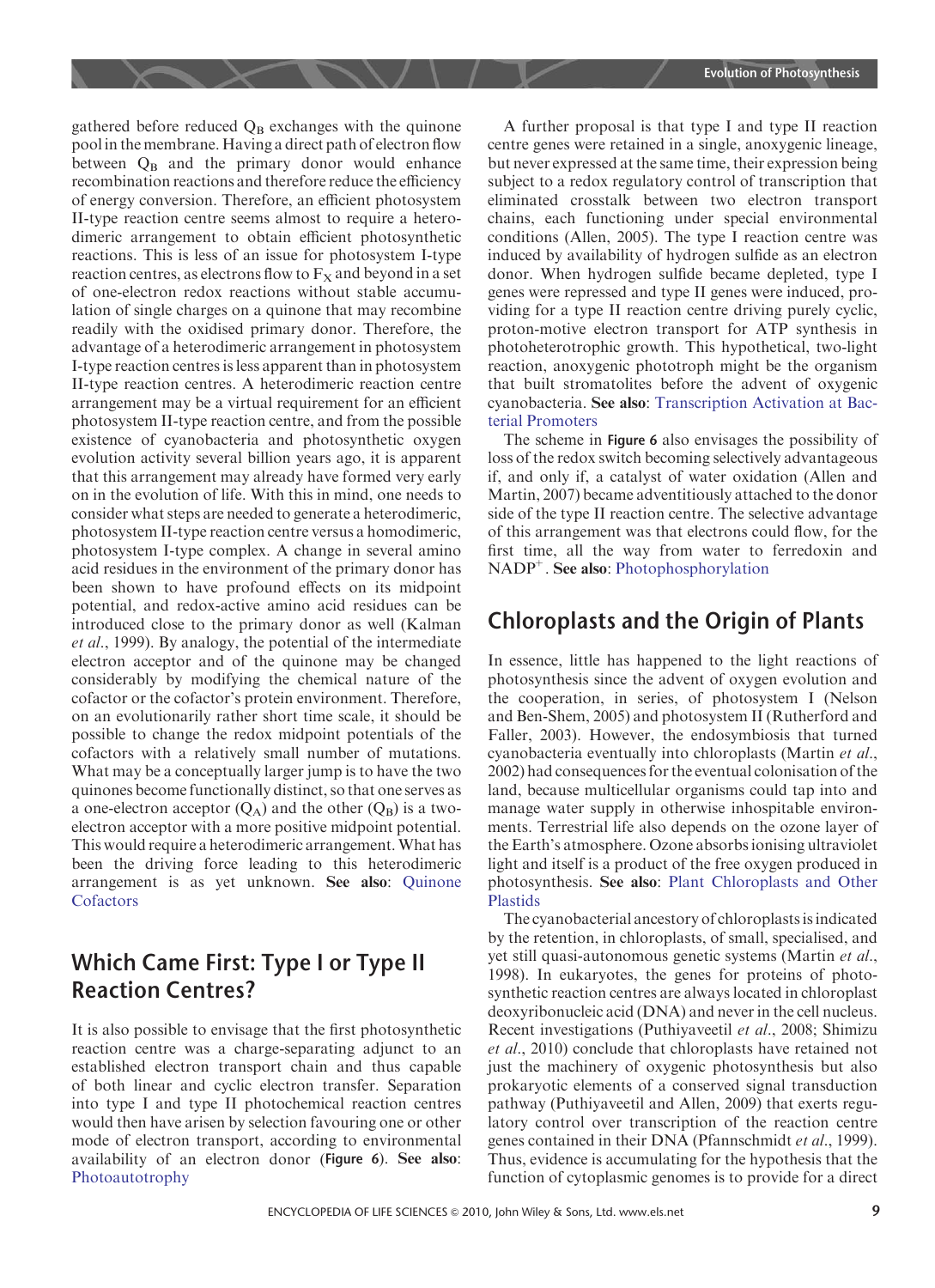gathered before reduced $Q_B$ exchanges with the quinone pool in the membrane. Having a direct path of electron flow between $Q_B$ and the primary donor would enhance recombination reactions and therefore reduce the efficiency of energy conversion. Therefore, an efficient photosystem II-type reaction centre seems almost to require a heterodimeric arrangement to obtain efficient photosynthetic reactions. This is less of an issue for photosystem I-type reaction centres, as electrons flow to $F_X$ and beyond in a set of one-electron redox reactions without stable accumulation of single charges on a quinone that may recombine readily with the oxidised primary donor. Therefore, the advantage of a heterodimeric arrangement in photosystem I-type reaction centres is less apparent than in photosystem II-type reaction centres. A heterodimeric reaction centre arrangement may be a virtual requirement for an efficient photosystem II-type reaction centre, and from the possible existence of cyanobacteria and photosynthetic oxygen evolution activity several billion years ago, it is apparent that this arrangement may already have formed very early on in the evolution of life. With this in mind, one needs to consider what steps are needed to generate a heterodimeric, photosystem II-type reaction centre versus a homodimeric, photosystem I-type complex. A change in several amino acid residues in the environment of the primary donor has been shown to have profound effects on its midpoint potential, and redox-active amino acid residues can be introduced close to the primary donor as well (Kalman *et al*., 1999). By analogy, the potential of the intermediate electron acceptor and of the quinone may be changed considerably by modifying the chemical nature of the cofactor or the cofactor's protein environment. Therefore, on an evolutionarily rather short time scale, it should be possible to change the redox midpoint potentials of the cofactors with a relatively small number of mutations. What may be a conceptually larger jump is to have the two quinones become functionally distinct, so that one serves as a one-electron acceptor ($Q_A$) and the other ($Q_B$) is a two-electron acceptor with a more positive midpoint potential. This would require a heterodimeric arrangement. What has been the driving force leading to this heterodimeric arrangement is as yet unknown. **See also**: Quinone Cofactors

## Which Came First: Type I or Type II Reaction Centres?

It is also possible to envisage that the first photosynthetic reaction centre was a charge-separating adjunct to an established electron transport chain and thus capable of both linear and cyclic electron transfer. Separation into type I and type II photochemical reaction centres would then have arisen by selection favouring one or other mode of electron transport, according to environmental availability of an electron donor (**Figure 6**). **See also**: Photoautotrophy

A further proposal is that type I and type II reaction centre genes were retained in a single, anoxygenic lineage, but never expressed at the same time, their expression being subject to a redox regulatory control of transcription that eliminated crosstalk between two electron transport chains, each functioning under special environmental conditions (Allen, 2005). The type I reaction centre was induced by availability of hydrogen sulfide as an electron donor. When hydrogen sulfide became depleted, type I genes were repressed and type II genes were induced, providing for a type II reaction centre driving purely cyclic, proton-motive electron transport for ATP synthesis in photoheterotrophic growth. This hypothetical, two-light reaction, anoxygenic phototroph might be the organism that built stromatolites before the advent of oxygenic cyanobacteria. **See also**: Transcription Activation at Bacterial Promoters

The scheme in **Figure 6** also envisages the possibility of loss of the redox switch becoming selectively advantageous if, and only if, a catalyst of water oxidation (Allen and Martin, 2007) became adventitiously attached to the donor side of the type II reaction centre. The selective advantage of this arrangement was that electrons could flow, for the first time, all the way from water to ferredoxin and $NADP^+$. **See also**: Photophosphorylation

## Chloroplasts and the Origin of Plants

In essence, little has happened to the light reactions of photosynthesis since the advent of oxygen evolution and the cooperation, in series, of photosystem I (Nelson and Ben-Shem, 2005) and photosystem II (Rutherford and Faller, 2003). However, the endosymbiosis that turned cyanobacteria eventually into chloroplasts (Martin *et al*., 2002) had consequences for the eventual colonisation of the land, because multicellular organisms could tap into and manage water supply in otherwise inhospitable environments. Terrestrial life also depends on the ozone layer of the Earth's atmosphere. Ozone absorbs ionising ultraviolet light and itself is a product of the free oxygen produced in photosynthesis. **See also**: Plant Chloroplasts and Other Plastids

The cyanobacterial ancestory of chloroplasts is indicated by the retention, in chloroplasts, of small, specialised, and yet still quasi-autonomous genetic systems (Martin *et al*., 1998). In eukaryotes, the genes for proteins of photosynthetic reaction centres are always located in chloroplast deoxyribonucleic acid (DNA) and never in the cell nucleus. Recent investigations (Puthiyaveetil *et al*., 2008; Shimizu *et al*., 2010) conclude that chloroplasts have retained not just the machinery of oxygenic photosynthesis but also prokaryotic elements of a conserved signal transduction pathway (Puthiyaveetil and Allen, 2009) that exerts regulatory control over transcription of the reaction centre genes contained in their DNA (Pfannschmidt *et al*., 1999). Thus, evidence is accumulating for the hypothesis that the function of cytoplasmic genomes is to provide for a direct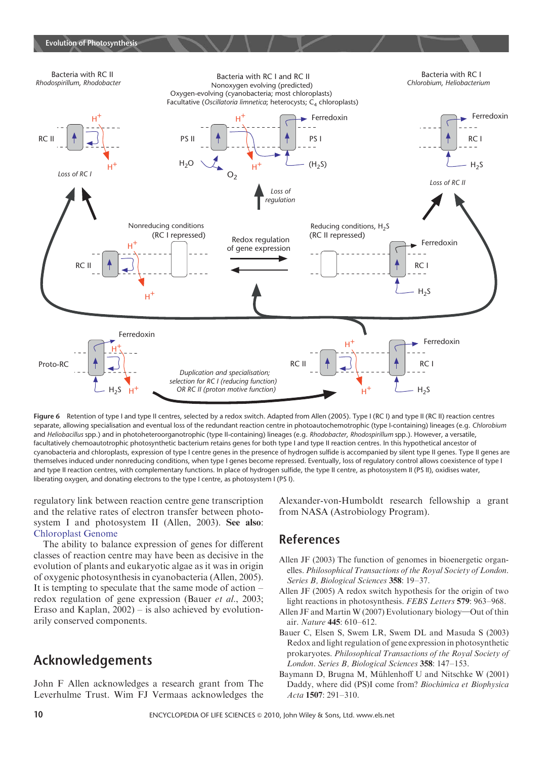**Figure 6** Retention of type I and type II centres, selected by a redox switch. Adapted from Allen (2005). Type I (RC I) and type II (RC II) reaction centres separate, allowing specialisation and eventual loss of the redundant reaction centre in photoautochemotrophic (type I-containing) lineages (e.g. *Chlorobium* and *Heliobacillus* spp.) and in photoheteroorganotrophic (type II-containing) lineages (e.g. *Rhodobacter*, *Rhodospirillum* spp.). However, a versatile, facultatively chemoautotrophic photosynthetic bacterium retains genes for both type I and type II reaction centres. In this hypothetical ancestor of cyanobacteria and chloroplasts, expression of type I centre genes in the presence of hydrogen sulfide is accompanied by silent type II genes. Type II genes are themselves induced under nonreducing conditions, when type I genes become repressed. Eventually, loss of regulatory control allows coexistence of type I and type II reaction centres, with complementary functions. In place of hydrogen sulfide, the type II centre, as photosystem II (PS II), oxidises water, liberating oxygen, and donating electrons to the type I centre, as photosystem I (PS I).

regulatory link between reaction centre gene transcription and the relative rates of electron transfer between photosystem I and photosystem II (Allen, 2003). **See also**: Chloroplast Genome

The ability to balance expression of genes for different classes of reaction centre may have been as decisive in the evolution of plants and eukaryotic algae as it was in origin of oxygenic photosynthesis in cyanobacteria (Allen, 2005). It is tempting to speculate that the same mode of action – redox regulation of gene expression (Bauer *et al*., 2003; Eraso and Kaplan, 2002) – is also achieved by evolutionarily conserved components.

## Acknowledgements

John F Allen acknowledges a research grant from The Leverhulme Trust. Wim FJ Vermaas acknowledges the Alexander-von-Humboldt research fellowship a grant from NASA (Astrobiology Program).

## References

Allen JF (2003) The function of genomes in bioenergetic organelles. *Philosophical Transactions of the Royal Society of London. Series B, Biological Sciences* **358**: 19–37.

Allen JF (2005) A redox switch hypothesis for the origin of two light reactions in photosynthesis. *FEBS Letters* **579**: 963–968.

Allen JF and Martin W (2007) Evolutionary biology—Out of thin air. *Nature* **445**: 610–612.

Bauer C, Elsen S, Swem LR, Swem DL and Masuda S (2003) Redox and light regulation of gene expression in photosynthetic prokaryotes. *Philosophical Transactions of the Royal Society of London. Series B, Biological Sciences* **358**: 147–153.

Baymann D, Brugna M, Mühlenhoff U and Nitschke W (2001) Daddy, where did (PS)I come from? *Biochimica et Biophysica Acta* **1507**: 291–310.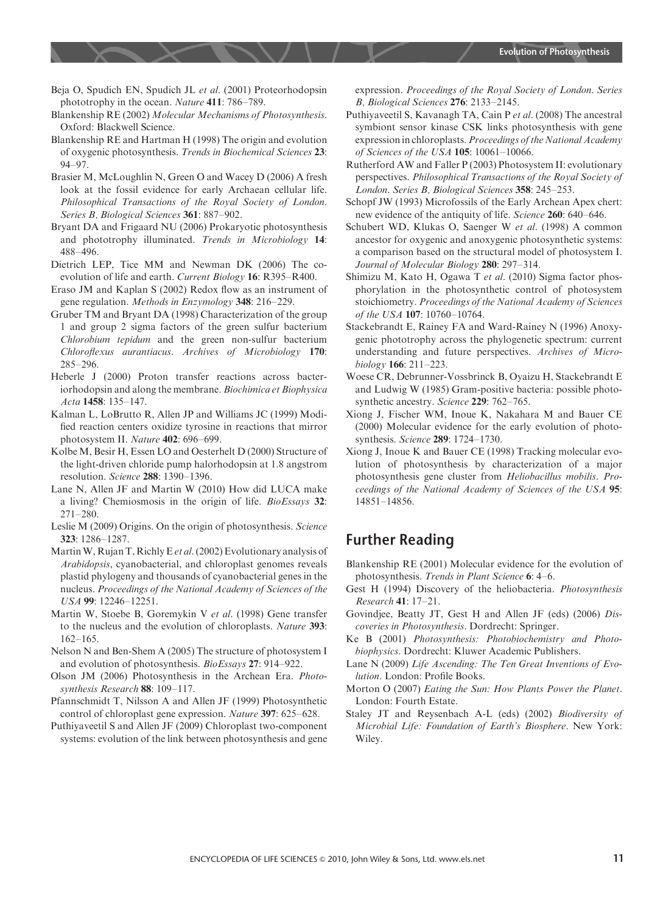Beja O, Spudich EN, Spudich JL *et al*. (2001) Proteorhodopsin phototrophy in the ocean. *Nature* **411**: 786–789.

Blankenship RE (2002) *Molecular Mechanisms of Photosynthesis*. Oxford: Blackwell Science.

Blankenship RE and Hartman H (1998) The origin and evolution of oxygenic photosynthesis. *Trends in Biochemical Sciences* **23**: 94–97.

Brasier M, McLoughlin N, Green O and Wacey D (2006) A fresh look at the fossil evidence for early Archaean cellular life. *Philosophical Transactions of the Royal Society of London. Series B, Biological Sciences* **361**: 887–902.

Bryant DA and Frigaard NU (2006) Prokaryotic photosynthesis and phototrophy illuminated. *Trends in Microbiology* **14**: 488–496.

Dietrich LEP, Tice MM and Newman DK (2006) The co-evolution of life and earth. *Current Biology* **16**: R395–R400.

Eraso JM and Kaplan S (2002) Redox flow as an instrument of gene regulation. *Methods in Enzymology* **348**: 216–229.

Gruber TM and Bryant DA (1998) Characterization of the group 1 and group 2 sigma factors of the green sulfur bacterium *Chlorobium tepidum* and the green non-sulfur bacterium *Chloroflexus aurantiacus*. *Archives of Microbiology* **170**: 285–296.

Heberle J (2000) Proton transfer reactions across bacteriorhodopsin and along the membrane. *Biochimica et Biophysica Acta* **1458**: 135–147.

Kalman L, LoBrutto R, Allen JP and Williams JC (1999) Modified reaction centers oxidize tyrosine in reactions that mirror photosystem II. *Nature* **402**: 696–699.

Kolbe M, Besir H, Essen LO and Oesterhelt D (2000) Structure of the light-driven chloride pump halorhodopsin at 1.8 angstrom resolution. *Science* **288**: 1390–1396.

Lane N, Allen JF and Martin W (2010) How did LUCA make a living? Chemiosmosis in the origin of life. *BioEssays* **32**: 271–280.

Leslie M (2009) Origins. On the origin of photosynthesis. *Science* **323**: 1286–1287.

Martin W, Rujan T, Richly E *et al*. (2002) Evolutionary analysis of *Arabidopsis*, cyanobacterial, and chloroplast genomes reveals plastid phylogeny and thousands of cyanobacterial genes in the nucleus. *Proceedings of the National Academy of Sciences of the USA* **99**: 12246–12251.

Martin W, Stoebe B, Goremykin V *et al*. (1998) Gene transfer to the nucleus and the evolution of chloroplasts. *Nature* **393**: 162–165.

Nelson N and Ben-Shem A (2005) The structure of photosystem I and evolution of photosynthesis. *BioEssays* **27**: 914–922.

Olson JM (2006) Photosynthesis in the Archean Era. *Photosynthesis Research* **88**: 109–117.

Pfannschmidt T, Nilsson A and Allen JF (1999) Photosynthetic control of chloroplast gene expression. *Nature* **397**: 625–628.

Puthiyaveetil S and Allen JF (2009) Chloroplast two-component systems: evolution of the link between photosynthesis and gene expression. *Proceedings of the Royal Society of London. Series B, Biological Sciences* **276**: 2133–2145.

Puthiyaveetil S, Kavanagh TA, Cain P *et al*. (2008) The ancestral symbiont sensor kinase CSK links photosynthesis with gene expression in chloroplasts. *Proceedings of the National Academy of Sciences of the USA* **105**: 10061–10066.

Rutherford AW and Faller P (2003) Photosystem II: evolutionary perspectives. *Philosophical Transactions of the Royal Society of London. Series B, Biological Sciences* **358**: 245–253.

Schopf JW (1993) Microfossils of the Early Archean Apex chert: new evidence of the antiquity of life. *Science* **260**: 640–646.

Schubert WD, Klukas O, Saenger W *et al*. (1998) A common ancestor for oxygenic and anoxygenic photosynthetic systems: a comparison based on the structural model of photosystem I. *Journal of Molecular Biology* **280**: 297–314.

Shimizu M, Kato H, Ogawa T *et al*. (2010) Sigma factor phosphorylation in the photosynthetic control of photosystem stoichiometry. *Proceedings of the National Academy of Sciences of the USA* **107**: 10760–10764.

Stackebrandt E, Rainey FA and Ward-Rainey N (1996) Anoxygenic phototrophy across the phylogenetic spectrum: current understanding and future perspectives. *Archives of Microbiology* **166**: 211–223.

Woese CR, Debrunner-Vossbrinck B, Oyaizu H, Stackebrandt E and Ludwig W (1985) Gram-positive bacteria: possible photosynthetic ancestry. *Science* **229**: 762–765.

Xiong J, Fischer WM, Inoue K, Nakahara M and Bauer CE (2000) Molecular evidence for the early evolution of photosynthesis. *Science* **289**: 1724–1730.

Xiong J, Inoue K and Bauer CE (1998) Tracking molecular evolution of photosynthesis by characterization of a major photosynthesis gene cluster from *Heliobacillus mobilis*. *Proceedings of the National Academy of Sciences of the USA* **95**: 14851–14856.

## Further Reading

Blankenship RE (2001) Molecular evidence for the evolution of photosynthesis. *Trends in Plant Science* **6**: 4–6.

Gest H (1994) Discovery of the heliobacteria. *Photosynthesis Research* **41**: 17–21.

Govindjee, Beatty JT, Gest H and Allen JF (eds) (2006) *Discoveries in Photosynthesis*. Dordrecht: Springer.

Ke B (2001) *Photosynthesis: Photobiochemistry and Photobiophysics*. Dordrecht: Kluwer Academic Publishers.

Lane N (2009) *Life Ascending: The Ten Great Inventions of Evolution*. London: Profile Books.

Morton O (2007) *Eating the Sun: How Plants Power the Planet*. London: Fourth Estate.

Staley JT and Reysenbach A-L (eds) (2002) *Biodiversity of Microbial Life: Foundation of Earth's Biosphere*. New York: Wiley.